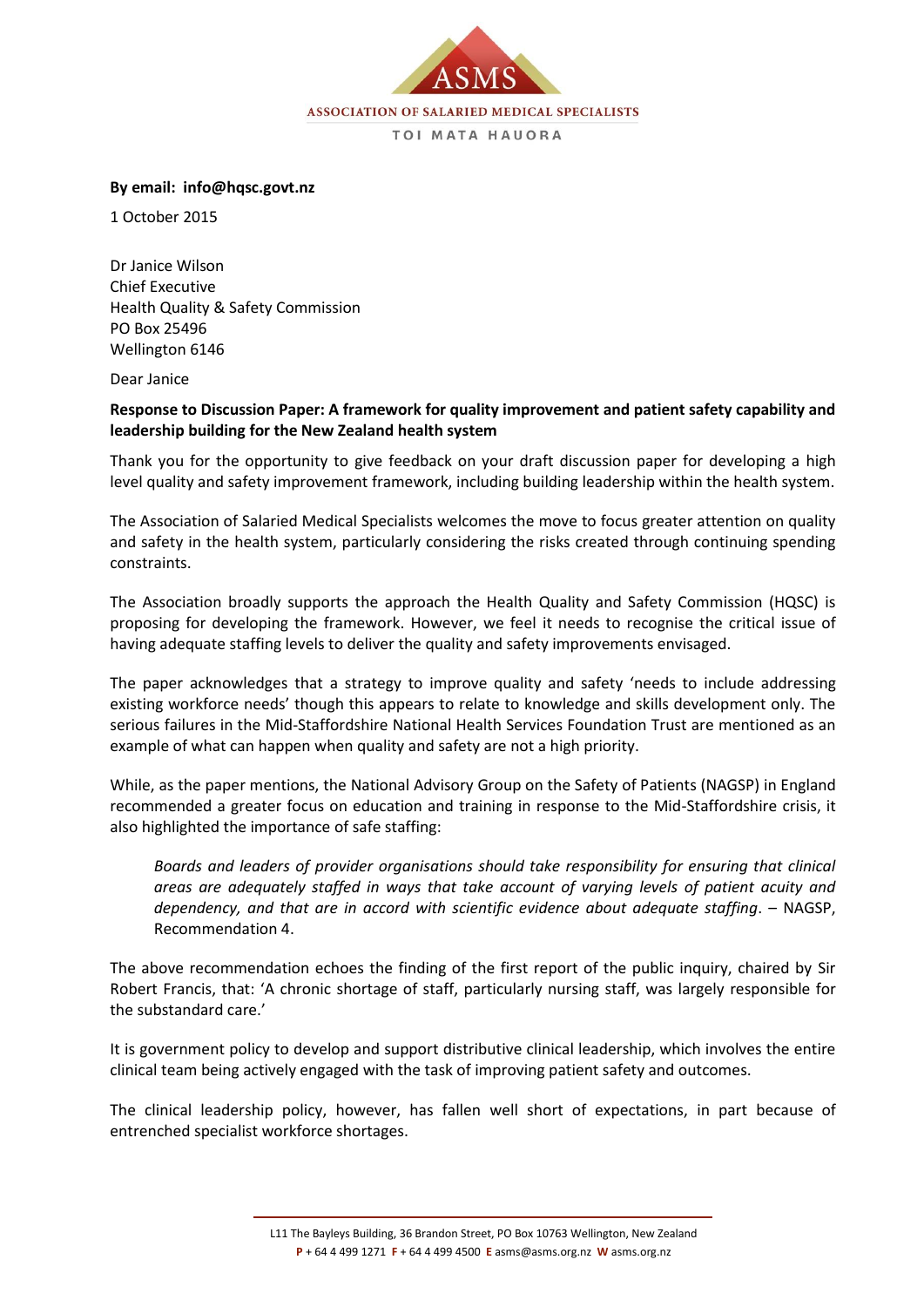ASMS

ASSOCIATION OF SALARIED MEDICAL SPECIALISTS

TOI MATA HAUORA

**By email: info@hqsc.govt.nz**

1 October 2015

Dr Janice Wilson
Chief Executive
Health Quality & Safety Commission
PO Box 25496
Wellington 6146

Dear Janice

**Response to Discussion Paper: A framework for quality improvement and patient safety capability and leadership building for the New Zealand health system**

Thank you for the opportunity to give feedback on your draft discussion paper for developing a high level quality and safety improvement framework, including building leadership within the health system.

The Association of Salaried Medical Specialists welcomes the move to focus greater attention on quality and safety in the health system, particularly considering the risks created through continuing spending constraints.

The Association broadly supports the approach the Health Quality and Safety Commission (HQSC) is proposing for developing the framework. However, we feel it needs to recognise the critical issue of having adequate staffing levels to deliver the quality and safety improvements envisaged.

The paper acknowledges that a strategy to improve quality and safety 'needs to include addressing existing workforce needs' though this appears to relate to knowledge and skills development only. The serious failures in the Mid-Staffordshire National Health Services Foundation Trust are mentioned as an example of what can happen when quality and safety are not a high priority.

While, as the paper mentions, the National Advisory Group on the Safety of Patients (NAGSP) in England recommended a greater focus on education and training in response to the Mid-Staffordshire crisis, it also highlighted the importance of safe staffing:

> *Boards and leaders of provider organisations should take responsibility for ensuring that clinical areas are adequately staffed in ways that take account of varying levels of patient acuity and dependency, and that are in accord with scientific evidence about adequate staffing*. – NAGSP, Recommendation 4.

The above recommendation echoes the finding of the first report of the public inquiry, chaired by Sir Robert Francis, that: 'A chronic shortage of staff, particularly nursing staff, was largely responsible for the substandard care.'

It is government policy to develop and support distributive clinical leadership, which involves the entire clinical team being actively engaged with the task of improving patient safety and outcomes.

The clinical leadership policy, however, has fallen well short of expectations, in part because of entrenched specialist workforce shortages.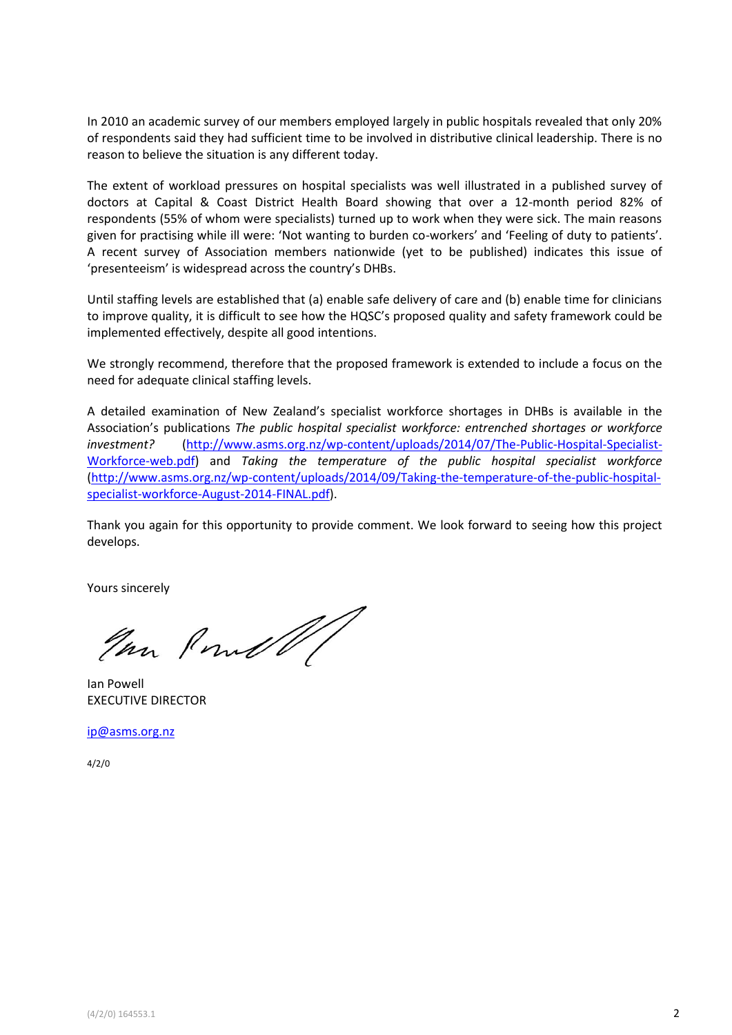In 2010 an academic survey of our members employed largely in public hospitals revealed that only 20% of respondents said they had sufficient time to be involved in distributive clinical leadership. There is no reason to believe the situation is any different today.

The extent of workload pressures on hospital specialists was well illustrated in a published survey of doctors at Capital & Coast District Health Board showing that over a 12-month period 82% of respondents (55% of whom were specialists) turned up to work when they were sick. The main reasons given for practising while ill were: 'Not wanting to burden co-workers' and 'Feeling of duty to patients'. A recent survey of Association members nationwide (yet to be published) indicates this issue of 'presenteeism' is widespread across the country's DHBs.

Until staffing levels are established that (a) enable safe delivery of care and (b) enable time for clinicians to improve quality, it is difficult to see how the HQSC's proposed quality and safety framework could be implemented effectively, despite all good intentions.

We strongly recommend, therefore that the proposed framework is extended to include a focus on the need for adequate clinical staffing levels.

A detailed examination of New Zealand's specialist workforce shortages in DHBs is available in the Association's publications *The public hospital specialist workforce: entrenched shortages or workforce investment?* (http://www.asms.org.nz/wp-content/uploads/2014/07/The-Public-Hospital-Specialist-Workforce-web.pdf) and *Taking the temperature of the public hospital specialist workforce* (http://www.asms.org.nz/wp-content/uploads/2014/09/Taking-the-temperature-of-the-public-hospital-specialist-workforce-August-2014-FINAL.pdf).

Thank you again for this opportunity to provide comment. We look forward to seeing how this project develops.

Yours sincerely

Ian Powell
EXECUTIVE DIRECTOR

ip@asms.org.nz

4/2/0